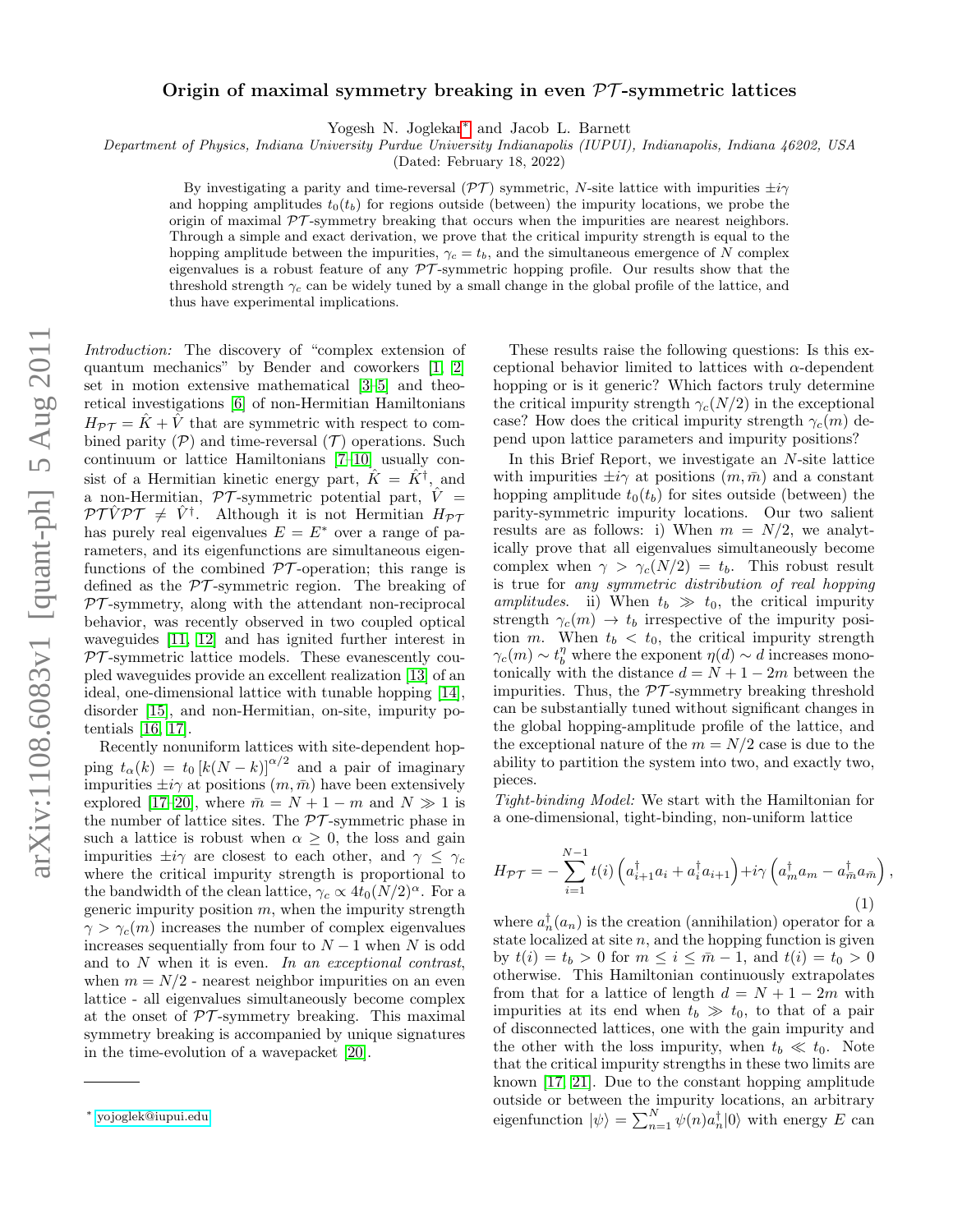# Origin of maximal symmetry breaking in even $\mathcal{PT}$-symmetric lattices

Yogesh N. Joglekar[*] and Jacob L. Barnett

*Department of Physics, Indiana University Purdue University Indianapolis (IUPUI), Indianapolis, Indiana 46202, USA*

(Dated: February 18, 2022)

By investigating a parity and time-reversal ($\mathcal{PT}$) symmetric, $N$-site lattice with impurities $\pm i\gamma$ and hopping amplitudes $t_0(t_b)$ for regions outside (between) the impurity locations, we probe the origin of maximal $\mathcal{PT}$-symmetry breaking that occurs when the impurities are nearest neighbors. Through a simple and exact derivation, we prove that the critical impurity strength is equal to the hopping amplitude between the impurities, $\gamma_c = t_b$, and the simultaneous emergence of $N$ complex eigenvalues is a robust feature of any $\mathcal{PT}$-symmetric hopping profile. Our results show that the threshold strength $\gamma_c$ can be widely tuned by a small change in the global profile of the lattice, and thus have experimental implications.

*Introduction:* The discovery of "complex extension of quantum mechanics" by Bender and coworkers [1, 2] set in motion extensive mathematical [3–5] and theoretical investigations [6] of non-Hermitian Hamiltonians $H_{\mathcal{PT}} = \hat{K} + \hat{V}$ that are symmetric with respect to combined parity ($\mathcal{P}$) and time-reversal ($\mathcal{T}$) operations. Such continuum or lattice Hamiltonians [7–10] usually consist of a Hermitian kinetic energy part, $\hat{K} = \hat{K}^\dagger$, and a non-Hermitian, $\mathcal{PT}$-symmetric potential part, $\hat{V} = \mathcal{PT}\hat{V}\mathcal{PT} \neq \hat{V}^\dagger$. Although it is not Hermitian $H_{\mathcal{PT}}$ has purely real eigenvalues $E = E^*$ over a range of parameters, and its eigenfunctions are simultaneous eigenfunctions of the combined $\mathcal{PT}$-operation; this range is defined as the $\mathcal{PT}$-symmetric region. The breaking of $\mathcal{PT}$-symmetry, along with the attendant non-reciprocal behavior, was recently observed in two coupled optical waveguides [11, 12] and has ignited further interest in $\mathcal{PT}$-symmetric lattice models. These evanescently coupled waveguides provide an excellent realization [13] of an ideal, one-dimensional lattice with tunable hopping [14], disorder [15], and non-Hermitian, on-site, impurity potentials [16, 17].

Recently nonuniform lattices with site-dependent hopping $t_\alpha(k) = t_0\left[k(N-k)\right]^{\alpha/2}$ and a pair of imaginary impurities $\pm i\gamma$ at positions $(m, \bar{m})$ have been extensively explored [17–20], where $\bar{m} = N + 1 - m$ and $N \gg 1$ is the number of lattice sites. The $\mathcal{PT}$-symmetric phase in such a lattice is robust when $\alpha \geq 0$, the loss and gain impurities $\pm i\gamma$ are closest to each other, and $\gamma \leq \gamma_c$ where the critical impurity strength is proportional to the bandwidth of the clean lattice, $\gamma_c \propto 4t_0(N/2)^\alpha$. For a generic impurity position $m$, when the impurity strength $\gamma > \gamma_c(m)$ increases the number of complex eigenvalues increases sequentially from four to $N-1$ when $N$ is odd and to $N$ when it is even. *In an exceptional contrast*, when $m = N/2$ - nearest neighbor impurities on an even lattice - all eigenvalues simultaneously become complex at the onset of $\mathcal{PT}$-symmetry breaking. This maximal symmetry breaking is accompanied by unique signatures in the time-evolution of a wavepacket [20].

These results raise the following questions: Is this exceptional behavior limited to lattices with $\alpha$-dependent hopping or is it generic? Which factors truly determine the critical impurity strength $\gamma_c(N/2)$ in the exceptional case? How does the critical impurity strength $\gamma_c(m)$ depend upon lattice parameters and impurity positions?

In this Brief Report, we investigate an $N$-site lattice with impurities $\pm i\gamma$ at positions $(m, \bar{m})$ and a constant hopping amplitude $t_0(t_b)$ for sites outside (between) the parity-symmetric impurity locations. Our two salient results are as follows: i) When $m = N/2$, we analytically prove that all eigenvalues simultaneously become complex when $\gamma > \gamma_c(N/2) = t_b$. This robust result is true for *any symmetric distribution of real hopping amplitudes*. ii) When $t_b \gg t_0$, the critical impurity strength $\gamma_c(m) \to t_b$ irrespective of the impurity position $m$. When $t_b < t_0$, the critical impurity strength $\gamma_c(m) \sim t_b^\eta$ where the exponent $\eta(d) \sim d$ increases monotonically with the distance $d = N + 1 - 2m$ between the impurities. Thus, the $\mathcal{PT}$-symmetry breaking threshold can be substantially tuned without significant changes in the global hopping-amplitude profile of the lattice, and the exceptional nature of the $m = N/2$ case is due to the ability to partition the system into two, and exactly two, pieces.

*Tight-binding Model:* We start with the Hamiltonian for a one-dimensional, tight-binding, non-uniform lattice

$$H_{\mathcal{PT}} = -\sum_{i=1}^{N-1} t(i)\left(a^\dagger_{i+1}a_i + a^\dagger_i a_{i+1}\right) + i\gamma\left(a^\dagger_m a_m - a^\dagger_{\bar{m}} a_{\bar{m}}\right), \tag{1}$$

where $a^\dagger_n(a_n)$ is the creation (annihilation) operator for a state localized at site $n$, and the hopping function is given by $t(i) = t_b > 0$ for $m \leq i \leq \bar{m} - 1$, and $t(i) = t_0 > 0$ otherwise. This Hamiltonian continuously extrapolates from that for a lattice of length $d = N + 1 - 2m$ with impurities at its end when $t_b \gg t_0$, to that of a pair of disconnected lattices, one with the gain impurity and the other with the loss impurity, when $t_b \ll t_0$. Note that the critical impurity strengths in these two limits are known [17, 21]. Due to the constant hopping amplitude outside or between the impurity locations, an arbitrary eigenfunction $|\psi\rangle = \sum_{n=1}^{N}\psi(n)a^\dagger_n|0\rangle$ with energy $E$ can

[*] yojoglek@iupui.edu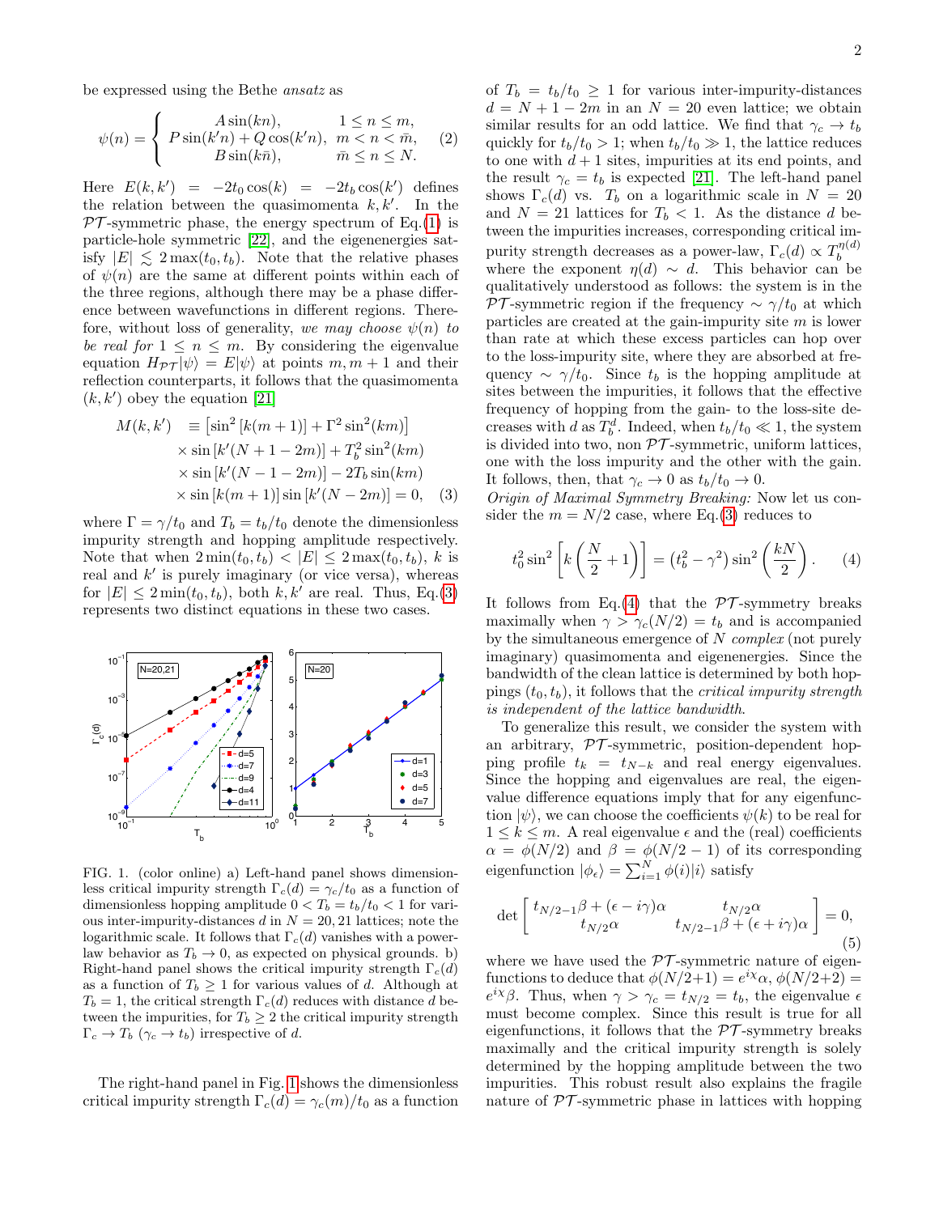be expressed using the Bethe *ansatz* as

$$\psi(n) = \begin{cases} A\sin(kn), & 1 \le n \le m, \\ P\sin(k'n) + Q\cos(k'n), & m < n < \bar{m}, \\ B\sin(k\bar{n}), & \bar{m} \le n \le N. \end{cases} \quad (2)$$

Here $E(k,k') = -2t_0\cos(k) = -2t_b\cos(k')$ defines the relation between the quasimomenta $k, k'$. In the $\mathcal{PT}$-symmetric phase, the energy spectrum of Eq.(1) is particle-hole symmetric [22], and the eigenenergies satisfy $|E| \lesssim 2\max(t_0, t_b)$. Note that the relative phases of $\psi(n)$ are the same at different points within each of the three regions, although there may be a phase difference between wavefunctions in different regions. Therefore, without loss of generality, *we may choose $\psi(n)$ to be real for $1 \le n \le m$.* By considering the eigenvalue equation $H_{\mathcal{PT}}|\psi\rangle = E|\psi\rangle$ at points $m, m+1$ and their reflection counterparts, it follows that the quasimomenta $(k,k')$ obey the equation [21]

$$\begin{aligned} M(k,k') \quad &\equiv \left[\sin^2\left[k(m+1)\right] + \Gamma^2\sin^2(km)\right] \\ &\times \sin\left[k'(N+1-2m)\right] + T_b^2\sin^2(km) \\ &\times \sin\left[k'(N-1-2m)\right] - 2T_b\sin(km) \\ &\times \sin\left[k(m+1)\right]\sin\left[k'(N-2m)\right] = 0, \quad (3) \end{aligned}$$

where $\Gamma = \gamma/t_0$ and $T_b = t_b/t_0$ denote the dimensionless impurity strength and hopping amplitude respectively. Note that when $2\min(t_0,t_b) < |E| \le 2\max(t_0,t_b)$, $k$ is real and $k'$ is purely imaginary (or vice versa), whereas for $|E| \le 2\min(t_0,t_b)$, both $k, k'$ are real. Thus, Eq.(3) represents two distinct equations in these two cases.

N=20,21

$\Gamma_c(d)$

$T_b$

d=5
d=7
d=9
d=4
d=11

N=20

$T_b$

d=1
d=3
d=5
d=7

FIG. 1. (color online) a) Left-hand panel shows dimensionless critical impurity strength $\Gamma_c(d) = \gamma_c/t_0$ as a function of dimensionless hopping amplitude $0 < T_b = t_b/t_0 < 1$ for various inter-impurity-distances $d$ in $N = 20, 21$ lattices; note the logarithmic scale. It follows that $\Gamma_c(d)$ vanishes with a power-law behavior as $T_b \to 0$, as expected on physical grounds. b) Right-hand panel shows the critical impurity strength $\Gamma_c(d)$ as a function of $T_b \ge 1$ for various values of $d$. Although at $T_b = 1$, the critical strength $\Gamma_c(d)$ reduces with distance $d$ between the impurities, for $T_b \ge 2$ the critical impurity strength $\Gamma_c \to T_b$ ($\gamma_c \to t_b$) irrespective of $d$.

The right-hand panel in Fig. 1 shows the dimensionless critical impurity strength $\Gamma_c(d) = \gamma_c(m)/t_0$ as a function of $T_b = t_b/t_0 \ge 1$ for various inter-impurity-distances $d = N + 1 - 2m$ in an $N = 20$ even lattice; we obtain similar results for an odd lattice. We find that $\gamma_c \to t_b$ quickly for $t_b/t_0 > 1$; when $t_b/t_0 \gg 1$, the lattice reduces to one with $d+1$ sites, impurities at its end points, and the result $\gamma_c = t_b$ is expected [21]. The left-hand panel shows $\Gamma_c(d)$ vs. $T_b$ on a logarithmic scale in $N = 20$ and $N = 21$ lattices for $T_b < 1$. As the distance $d$ between the impurities increases, corresponding critical impurity strength decreases as a power-law, $\Gamma_c(d) \propto T_b^{\eta(d)}$ where the exponent $\eta(d) \sim d$. This behavior can be qualitatively understood as follows: the system is in the $\mathcal{PT}$-symmetric region if the frequency $\sim \gamma/t_0$ at which particles are created at the gain-impurity site $m$ is lower than rate at which these excess particles can hop over to the loss-impurity site, where they are absorbed at frequency $\sim \gamma/t_0$. Since $t_b$ is the hopping amplitude at sites between the impurities, it follows that the effective frequency of hopping from the gain- to the loss-site decreases with $d$ as $T_b^d$. Indeed, when $t_b/t_0 \ll 1$, the system is divided into two, non $\mathcal{PT}$-symmetric, uniform lattices, one with the loss impurity and the other with the gain. It follows, then, that $\gamma_c \to 0$ as $t_b/t_0 \to 0$.

*Origin of Maximal Symmetry Breaking:* Now let us consider the $m = N/2$ case, where Eq.(3) reduces to

$$t_0^2\sin^2\left[k\left(\frac{N}{2}+1\right)\right] = \left(t_b^2 - \gamma^2\right)\sin^2\left(\frac{kN}{2}\right). \quad (4)$$

It follows from Eq.(4) that the $\mathcal{PT}$-symmetry breaks maximally when $\gamma > \gamma_c(N/2) = t_b$ and is accompanied by the simultaneous emergence of $N$ *complex* (not purely imaginary) quasimomenta and eigenenergies. Since the bandwidth of the clean lattice is determined by both hoppings $(t_0, t_b)$, it follows that the *critical impurity strength is independent of the lattice bandwidth.*

To generalize this result, we consider the system with an arbitrary, $\mathcal{PT}$-symmetric, position-dependent hopping profile $t_k = t_{N-k}$ and real energy eigenvalues. Since the hopping and eigenvalues are real, the eigenvalue difference equations imply that for any eigenfunction $|\psi\rangle$, we can choose the coefficients $\psi(k)$ to be real for $1 \le k \le m$. A real eigenvalue $\epsilon$ and the (real) coefficients $\alpha = \phi(N/2)$ and $\beta = \phi(N/2-1)$ of its corresponding eigenfunction $|\phi_\epsilon\rangle = \sum_{i=1}^N \phi(i)|i\rangle$ satisfy

$$\det\left[\begin{array}{cc} t_{N/2-1}\beta + (\epsilon - i\gamma)\alpha & t_{N/2}\alpha \\ t_{N/2}\alpha & t_{N/2-1}\beta + (\epsilon + i\gamma)\alpha \end{array}\right] = 0, \quad (5)$$

where we have used the $\mathcal{PT}$-symmetric nature of eigenfunctions to deduce that $\phi(N/2+1) = e^{i\chi}\alpha$, $\phi(N/2+2) = e^{i\chi}\beta$. Thus, when $\gamma > \gamma_c = t_{N/2} = t_b$, the eigenvalue $\epsilon$ must become complex. Since this result is true for all eigenfunctions, it follows that the $\mathcal{PT}$-symmetry breaks maximally and the critical impurity strength is solely determined by the hopping amplitude between the two impurities. This robust result also explains the fragile nature of $\mathcal{PT}$-symmetric phase in lattices with hopping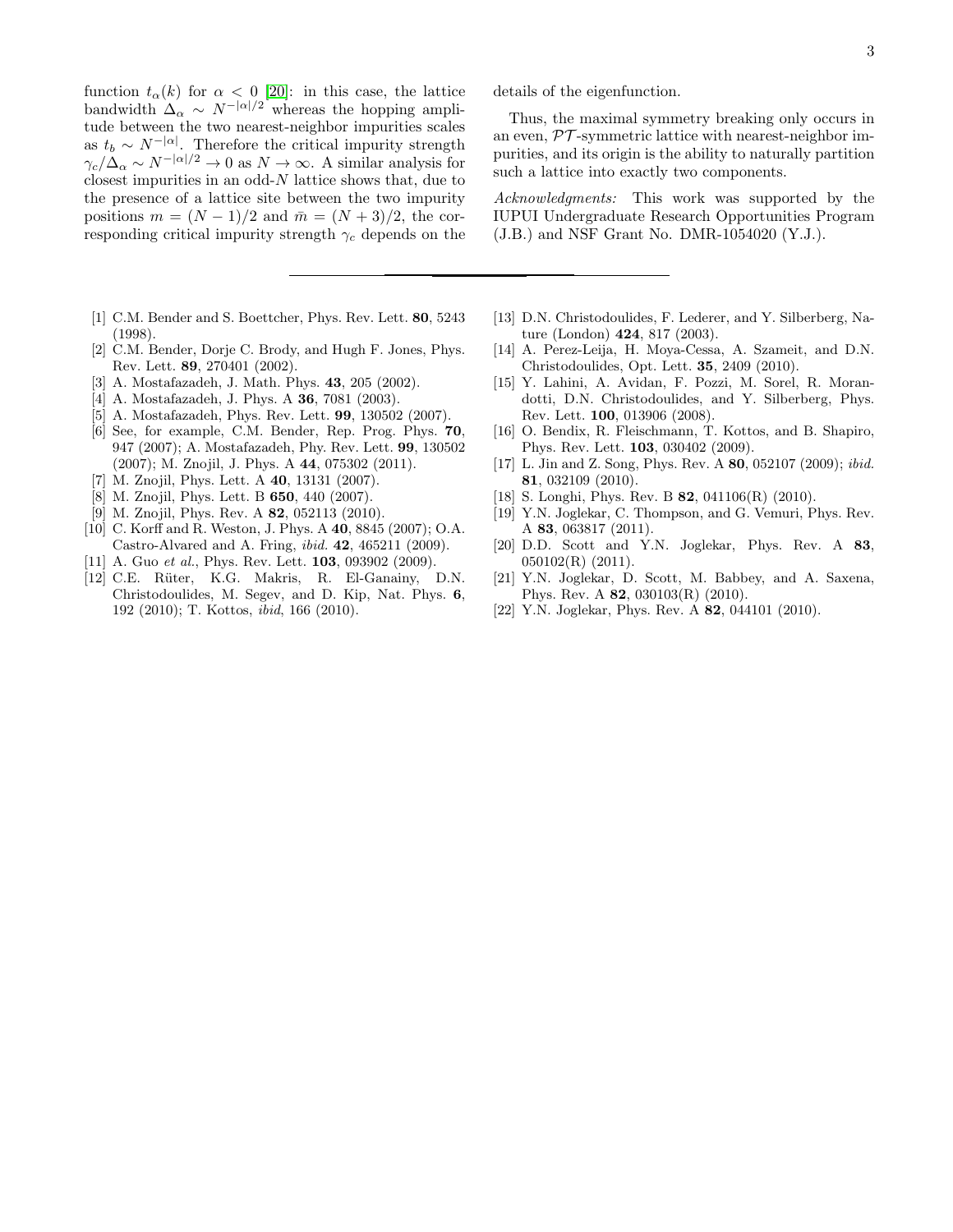function $t_\alpha(k)$ for $\alpha < 0$ [20]: in this case, the lattice bandwidth $\Delta_\alpha \sim N^{-|\alpha|/2}$ whereas the hopping amplitude between the two nearest-neighbor impurities scales as $t_b \sim N^{-|\alpha|}$. Therefore the critical impurity strength $\gamma_c/\Delta_\alpha \sim N^{-|\alpha|/2} \to 0$ as $N \to \infty$. A similar analysis for closest impurities in an odd-$N$ lattice shows that, due to the presence of a lattice site between the two impurity positions $m = (N-1)/2$ and $\bar{m} = (N+3)/2$, the corresponding critical impurity strength $\gamma_c$ depends on the details of the eigenfunction.

Thus, the maximal symmetry breaking only occurs in an even, $\mathcal{PT}$-symmetric lattice with nearest-neighbor impurities, and its origin is the ability to naturally partition such a lattice into exactly two components.

*Acknowledgments:* This work was supported by the IUPUI Undergraduate Research Opportunities Program (J.B.) and NSF Grant No. DMR-1054020 (Y.J.).

---

[1] C.M. Bender and S. Boettcher, Phys. Rev. Lett. **80**, 5243 (1998).

[2] C.M. Bender, Dorje C. Brody, and Hugh F. Jones, Phys. Rev. Lett. **89**, 270401 (2002).

[3] A. Mostafazadeh, J. Math. Phys. **43**, 205 (2002).

[4] A. Mostafazadeh, J. Phys. A **36**, 7081 (2003).

[5] A. Mostafazadeh, Phys. Rev. Lett. **99**, 130502 (2007).

[6] See, for example, C.M. Bender, Rep. Prog. Phys. **70**, 947 (2007); A. Mostafazadeh, Phy. Rev. Lett. **99**, 130502 (2007); M. Znojil, J. Phys. A **44**, 075302 (2011).

[7] M. Znojil, Phys. Lett. A **40**, 13131 (2007).

[8] M. Znojil, Phys. Lett. B **650**, 440 (2007).

[9] M. Znojil, Phys. Rev. A **82**, 052113 (2010).

[10] C. Korff and R. Weston, J. Phys. A **40**, 8845 (2007); O.A. Castro-Alvared and A. Fring, *ibid.* **42**, 465211 (2009).

[11] A. Guo *et al.*, Phys. Rev. Lett. **103**, 093902 (2009).

[12] C.E. Rüter, K.G. Makris, R. El-Ganainy, D.N. Christodoulides, M. Segev, and D. Kip, Nat. Phys. **6**, 192 (2010); T. Kottos, *ibid*, 166 (2010).

[13] D.N. Christodoulides, F. Lederer, and Y. Silberberg, Nature (London) **424**, 817 (2003).

[14] A. Perez-Leija, H. Moya-Cessa, A. Szameit, and D.N. Christodoulides, Opt. Lett. **35**, 2409 (2010).

[15] Y. Lahini, A. Avidan, F. Pozzi, M. Sorel, R. Morandotti, D.N. Christodoulides, and Y. Silberberg, Phys. Rev. Lett. **100**, 013906 (2008).

[16] O. Bendix, R. Fleischmann, T. Kottos, and B. Shapiro, Phys. Rev. Lett. **103**, 030402 (2009).

[17] L. Jin and Z. Song, Phys. Rev. A **80**, 052107 (2009); *ibid.* **81**, 032109 (2010).

[18] S. Longhi, Phys. Rev. B **82**, 041106(R) (2010).

[19] Y.N. Joglekar, C. Thompson, and G. Vemuri, Phys. Rev. A **83**, 063817 (2011).

[20] D.D. Scott and Y.N. Joglekar, Phys. Rev. A **83**, 050102(R) (2011).

[21] Y.N. Joglekar, D. Scott, M. Babbey, and A. Saxena, Phys. Rev. A **82**, 030103(R) (2010).

[22] Y.N. Joglekar, Phys. Rev. A **82**, 044101 (2010).